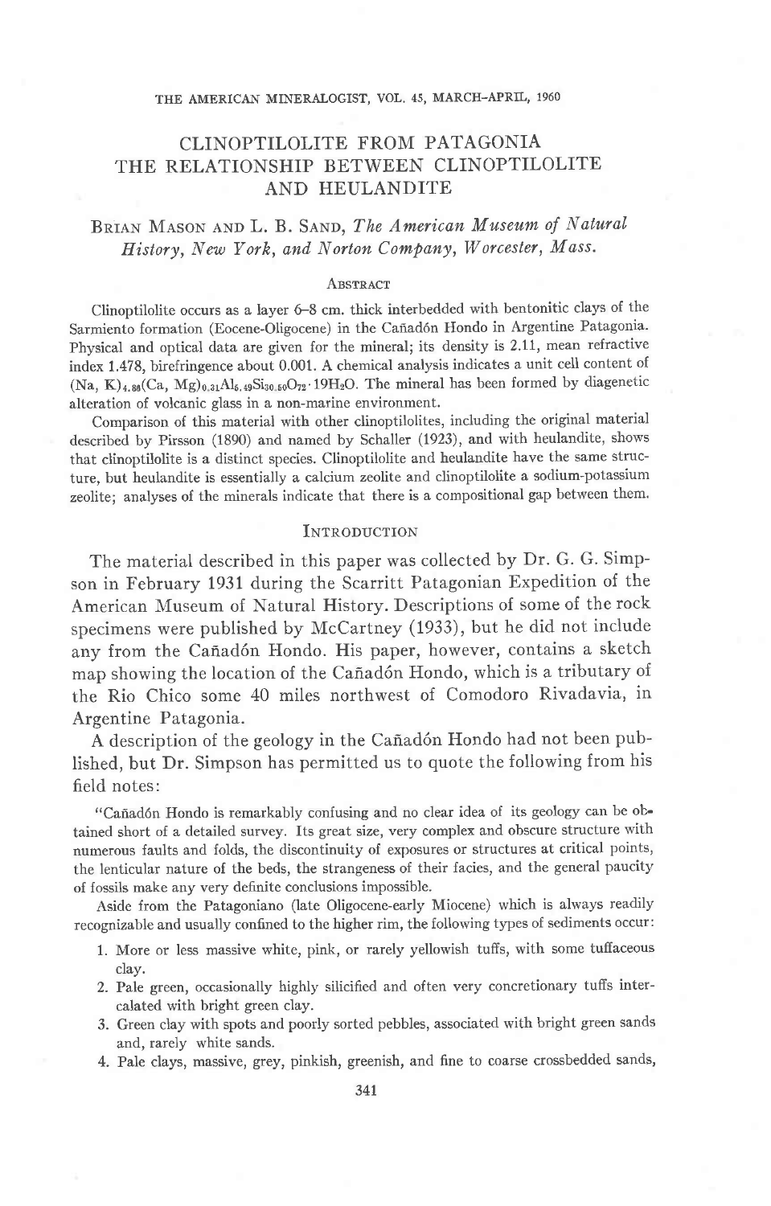# CLINOPTILOLITE FROM PATAGONIA THE RELATIONSHIP BETWEEN CLINOPTILOLITE AND HEULANDITE

BRIAN MASON AND L. B. SAND, *The American Museum of Natural History, New York, and Norton Company, Worcester, Mass.*

## ABSTRACT

Clinoptilolite occurs as a layer 6–8 cm. thick interbedded with bentonitic clays of the Sarmiento formation (Eocene-Oligocene) in the Cañadón Hondo in Argentine Patagonia. Physical and optical data are given for the mineral; its density is 2.11, mean refractive index 1.478, birefringence about 0.001. A chemical analysis indicates a unit cell content of $(Na, K)_{4.88}(Ca, Mg)_{0.31}Al_{6.49}Si_{30.50}O_{72} \cdot 19H_2O$. The mineral has been formed by diagenetic alteration of volcanic glass in a non-marine environment.

Comparison of this material with other clinoptilolites, including the original material described by Pirsson (1890) and named by Schaller (1923), and with heulandite, shows that clinoptilolite is a distinct species. Clinoptilolite and heulandite have the same structure, but heulandite is essentially a calcium zeolite and clinoptilolite a sodium-potassium zeolite; analyses of the minerals indicate that there is a compositional gap between them.

## INTRODUCTION

The material described in this paper was collected by Dr. G. G. Simpson in February 1931 during the Scarritt Patagonian Expedition of the American Museum of Natural History. Descriptions of some of the rock specimens were published by McCartney (1933), but he did not include any from the Cañadón Hondo. His paper, however, contains a sketch map showing the location of the Cañadón Hondo, which is a tributary of the Rio Chico some 40 miles northwest of Comodoro Rivadavia, in Argentine Patagonia.

A description of the geology in the Cañadón Hondo had not been published, but Dr. Simpson has permitted us to quote the following from his field notes:

"Cañadón Hondo is remarkably confusing and no clear idea of its geology can be obtained short of a detailed survey. Its great size, very complex and obscure structure with numerous faults and folds, the discontinuity of exposures or structures at critical points, the lenticular nature of the beds, the strangeness of their facies, and the general paucity of fossils make any very definite conclusions impossible.

Aside from the Patagoniano (late Oligocene-early Miocene) which is always readily recognizable and usually confined to the higher rim, the following types of sediments occur:

1. More or less massive white, pink, or rarely yellowish tuffs, with some tuffaceous clay.
2. Pale green, occasionally highly silicified and often very concretionary tuffs intercalated with bright green clay.
3. Green clay with spots and poorly sorted pebbles, associated with bright green sands and, rarely white sands.
4. Pale clays, massive, grey, pinkish, greenish, and fine to coarse crossbedded sands,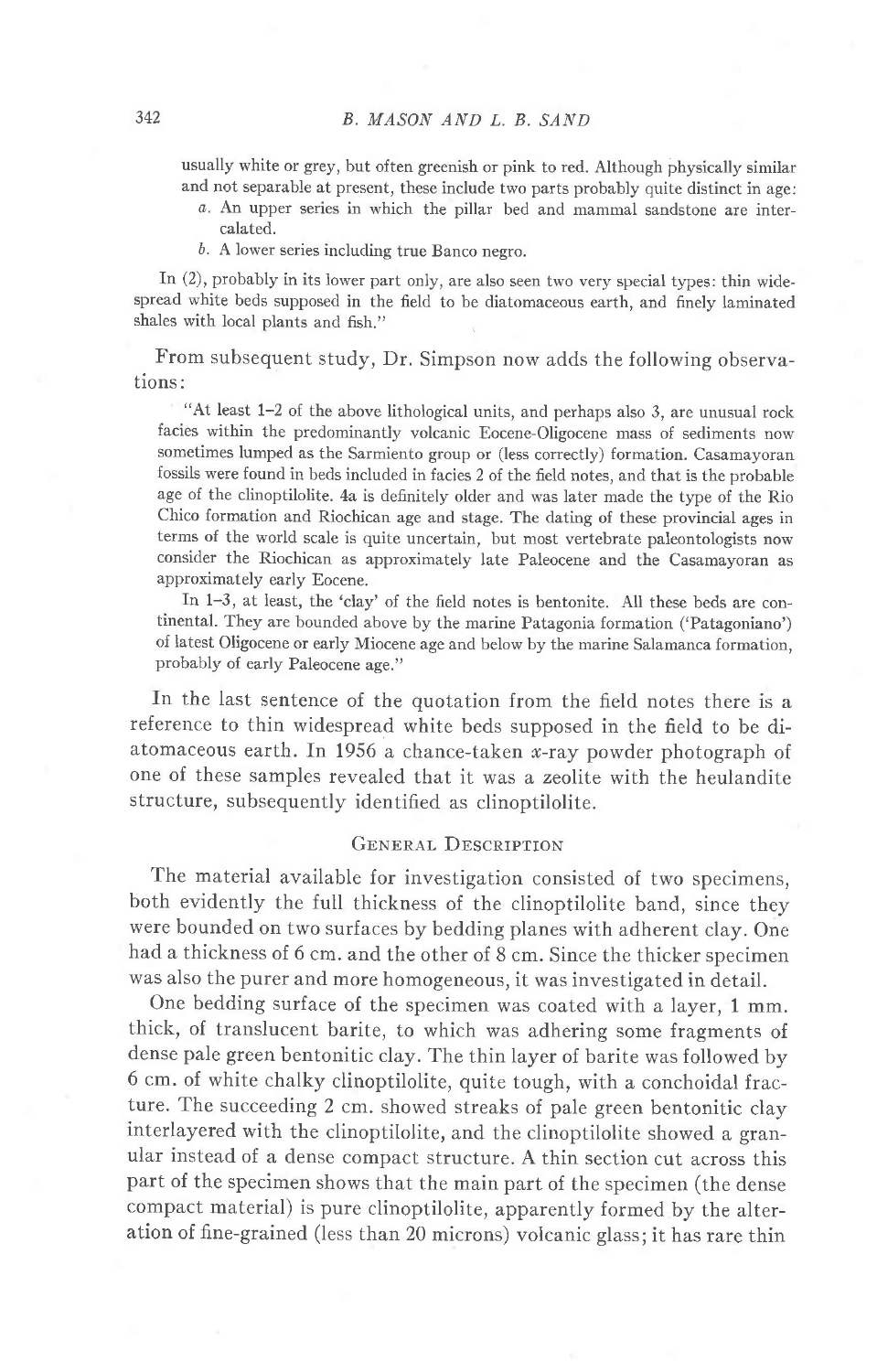usually white or grey, but often greenish or pink to red. Although physically similar and not separable at present, these include two parts probably quite distinct in age:

*a.* An upper series in which the pillar bed and mammal sandstone are intercalated.

*b.* A lower series including true Banco negro.

In (2), probably in its lower part only, are also seen two very special types: thin widespread white beds supposed in the field to be diatomaceous earth, and finely laminated shales with local plants and fish."

From subsequent study, Dr. Simpson now adds the following observations:

> "At least 1–2 of the above lithological units, and perhaps also 3, are unusual rock facies within the predominantly volcanic Eocene-Oligocene mass of sediments now sometimes lumped as the Sarmiento group or (less correctly) formation. Casamayoran fossils were found in beds included in facies 2 of the field notes, and that is the probable age of the clinoptilolite. 4a is definitely older and was later made the type of the Rio Chico formation and Riochican age and stage. The dating of these provincial ages in terms of the world scale is quite uncertain, but most vertebrate paleontologists now consider the Riochican as approximately late Paleocene and the Casamayoran as approximately early Eocene.
>
> In 1–3, at least, the 'clay' of the field notes is bentonite. All these beds are continental. They are bounded above by the marine Patagonia formation ('Patagoniano') of latest Oligocene or early Miocene age and below by the marine Salamanca formation, probably of early Paleocene age."

In the last sentence of the quotation from the field notes there is a reference to thin widespread white beds supposed in the field to be diatomaceous earth. In 1956 a chance-taken $x$-ray powder photograph of one of these samples revealed that it was a zeolite with the heulandite structure, subsequently identified as clinoptilolite.

## General Description

The material available for investigation consisted of two specimens, both evidently the full thickness of the clinoptilolite band, since they were bounded on two surfaces by bedding planes with adherent clay. One had a thickness of 6 cm. and the other of 8 cm. Since the thicker specimen was also the purer and more homogeneous, it was investigated in detail.

One bedding surface of the specimen was coated with a layer, 1 mm. thick, of translucent barite, to which was adhering some fragments of dense pale green bentonitic clay. The thin layer of barite was followed by 6 cm. of white chalky clinoptilolite, quite tough, with a conchoidal fracture. The succeeding 2 cm. showed streaks of pale green bentonitic clay interlayered with the clinoptilolite, and the clinoptilolite showed a granular instead of a dense compact structure. A thin section cut across this part of the specimen shows that the main part of the specimen (the dense compact material) is pure clinoptilolite, apparently formed by the alteration of fine-grained (less than 20 microns) volcanic glass; it has rare thin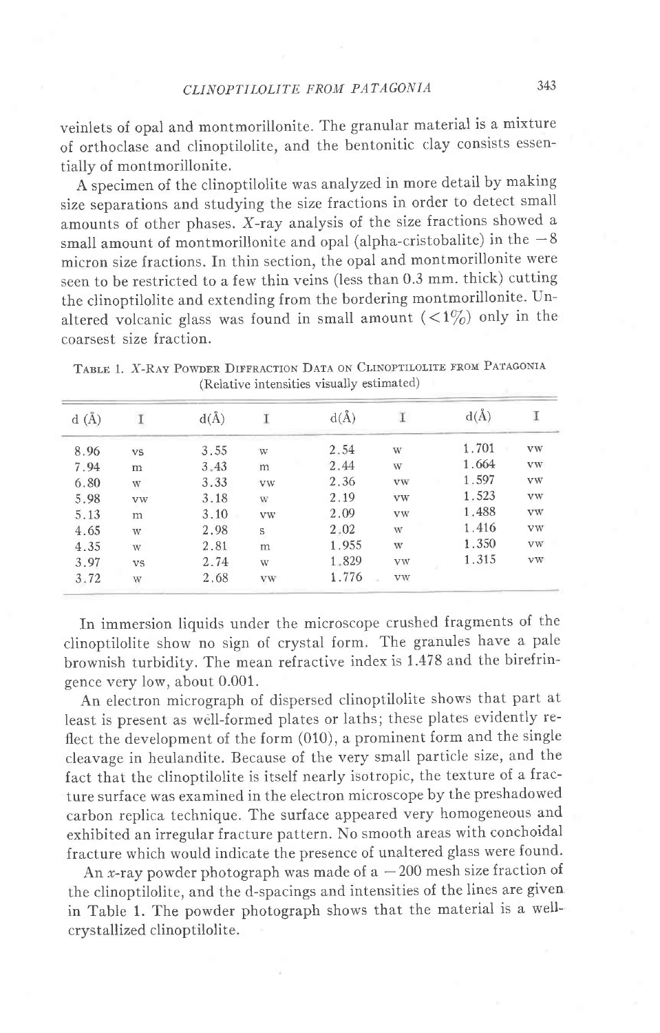veinlets of opal and montmorillonite. The granular material is a mixture of orthoclase and clinoptilolite, and the bentonitic clay consists essentially of montmorillonite.

A specimen of the clinoptilolite was analyzed in more detail by making size separations and studying the size fractions in order to detect small amounts of other phases. *X*-ray analysis of the size fractions showed a small amount of montmorillonite and opal (alpha-cristobalite) in the −8 micron size fractions. In thin section, the opal and montmorillonite were seen to be restricted to a few thin veins (less than 0.3 mm. thick) cutting the clinoptilolite and extending from the bordering montmorillonite. Unaltered volcanic glass was found in small amount (<1%) only in the coarsest size fraction.

TABLE 1. *X*-RAY POWDER DIFFRACTION DATA ON CLINOPTILOLITE FROM PATAGONIA
(Relative intensities visually estimated)

| d (Å) | I | d(Å) | I | d(Å) | I | d(Å) | I |
|---|---|---|---|---|---|---|---|
| 8.96 | vs | 3.55 | w | 2.54 | w | 1.701 | vw |
| 7.94 | m | 3.43 | m | 2.44 | w | 1.664 | vw |
| 6.80 | w | 3.33 | vw | 2.36 | vw | 1.597 | vw |
| 5.98 | vw | 3.18 | w | 2.19 | vw | 1.523 | vw |
| 5.13 | m | 3.10 | vw | 2.09 | vw | 1.488 | vw |
| 4.65 | w | 2.98 | s | 2.02 | w | 1.416 | vw |
| 4.35 | w | 2.81 | m | 1.955 | w | 1.350 | vw |
| 3.97 | vs | 2.74 | w | 1.829 | vw | 1.315 | vw |
| 3.72 | w | 2.68 | vw | 1.776 | vw | | |

In immersion liquids under the microscope crushed fragments of the clinoptilolite show no sign of crystal form. The granules have a pale brownish turbidity. The mean refractive index is 1.478 and the birefringence very low, about 0.001.

An electron micrograph of dispersed clinoptilolite shows that part at least is present as well-formed plates or laths; these plates evidently reflect the development of the form (010), a prominent form and the single cleavage in heulandite. Because of the very small particle size, and the fact that the clinoptilolite is itself nearly isotropic, the texture of a fracture surface was examined in the electron microscope by the preshadowed carbon replica technique. The surface appeared very homogeneous and exhibited an irregular fracture pattern. No smooth areas with conchoidal fracture which would indicate the presence of unaltered glass were found.

An *x*-ray powder photograph was made of a −200 mesh size fraction of the clinoptilolite, and the d-spacings and intensities of the lines are given in Table 1. The powder photograph shows that the material is a well-crystallized clinoptilolite.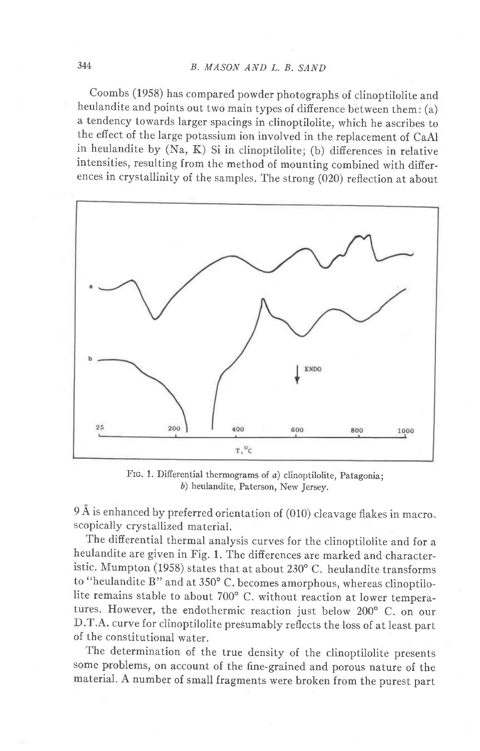Coombs (1958) has compared powder photographs of clinoptilolite and heulandite and points out two main types of difference between them: (a) a tendency towards larger spacings in clinoptilolite, which he ascribes to the effect of the large potassium ion involved in the replacement of CaAl in heulandite by (Na, K) Si in clinoptilolite; (b) differences in relative intensities, resulting from the method of mounting combined with differences in crystallinity of the samples. The strong (020) reflection at about 9 Å is enhanced by preferred orientation of (010) cleavage flakes in macroscopically crystallized material.

FIG. 1. Differential thermograms of *a*) clinoptilolite, Patagonia; *b*) heulandite, Paterson, New Jersey.

The differential thermal analysis curves for the clinoptilolite and for a heulandite are given in Fig. 1. The differences are marked and characteristic. Mumpton (1958) states that at about 230° C. heulandite transforms to "heulandite B" and at 350° C. becomes amorphous, whereas clinoptilolite remains stable to about 700° C. without reaction at lower temperatures. However, the endothermic reaction just below 200° C. on our D.T.A. curve for clinoptilolite presumably reflects the loss of at least part of the constitutional water.

The determination of the true density of the clinoptilolite presents some problems, on account of the fine-grained and porous nature of the material. A number of small fragments were broken from the purest part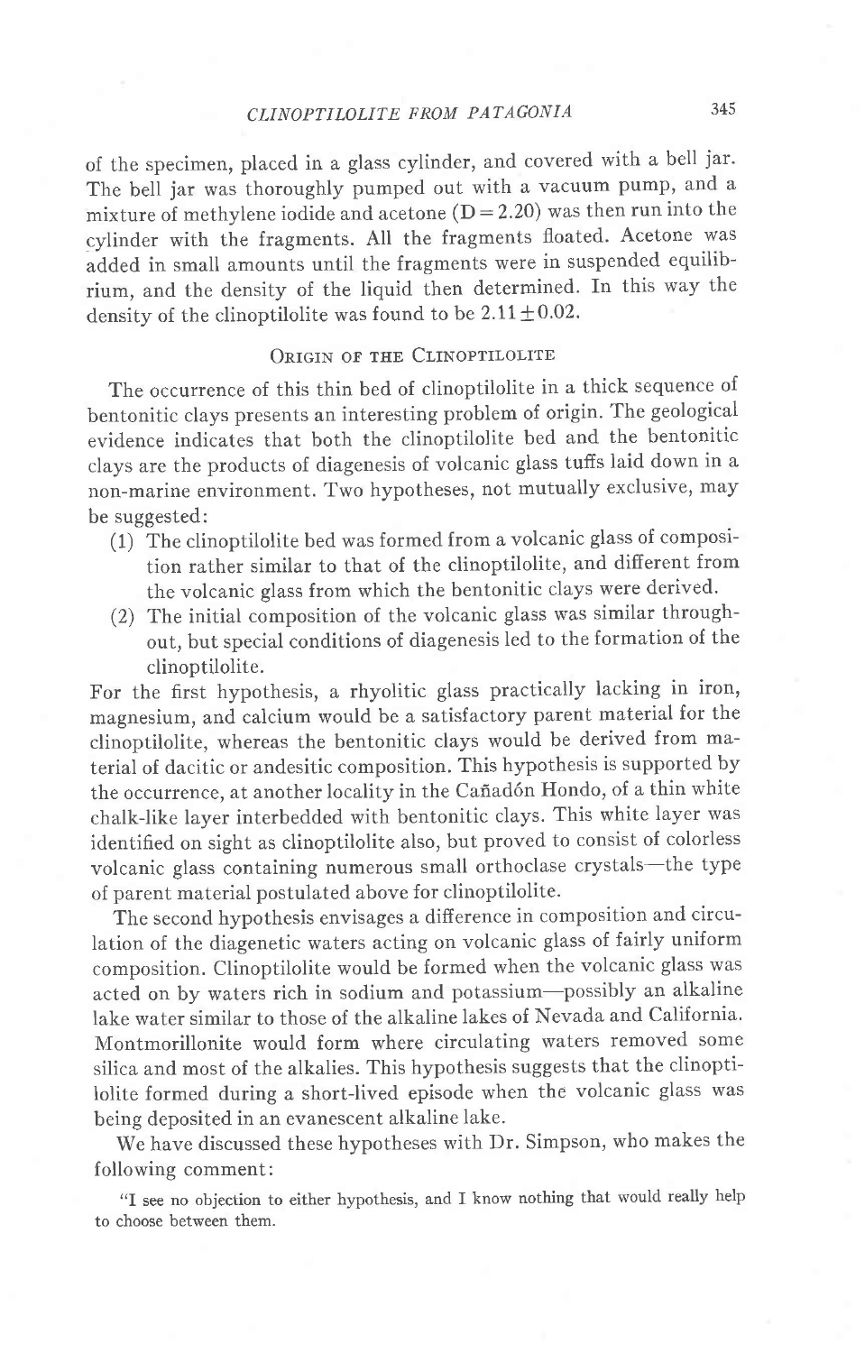of the specimen, placed in a glass cylinder, and covered with a bell jar. The bell jar was thoroughly pumped out with a vacuum pump, and a mixture of methylene iodide and acetone (D = 2.20) was then run into the cylinder with the fragments. All the fragments floated. Acetone was added in small amounts until the fragments were in suspended equilibrium, and the density of the liquid then determined. In this way the density of the clinoptilolite was found to be $2.11 \pm 0.02$.

## Origin of the Clinoptilolite

The occurrence of this thin bed of clinoptilolite in a thick sequence of bentonitic clays presents an interesting problem of origin. The geological evidence indicates that both the clinoptilolite bed and the bentonitic clays are the products of diagenesis of volcanic glass tuffs laid down in a non-marine environment. Two hypotheses, not mutually exclusive, may be suggested:

(1) The clinoptilolite bed was formed from a volcanic glass of composition rather similar to that of the clinoptilolite, and different from the volcanic glass from which the bentonitic clays were derived.
(2) The initial composition of the volcanic glass was similar throughout, but special conditions of diagenesis led to the formation of the clinoptilolite.

For the first hypothesis, a rhyolitic glass practically lacking in iron, magnesium, and calcium would be a satisfactory parent material for the clinoptilolite, whereas the bentonitic clays would be derived from material of dacitic or andesitic composition. This hypothesis is supported by the occurrence, at another locality in the Cañadón Hondo, of a thin white chalk-like layer interbedded with bentonitic clays. This white layer was identified on sight as clinoptilolite also, but proved to consist of colorless volcanic glass containing numerous small orthoclase crystals—the type of parent material postulated above for clinoptilolite.

The second hypothesis envisages a difference in composition and circulation of the diagenetic waters acting on volcanic glass of fairly uniform composition. Clinoptilolite would be formed when the volcanic glass was acted on by waters rich in sodium and potassium—possibly an alkaline lake water similar to those of the alkaline lakes of Nevada and California. Montmorillonite would form where circulating waters removed some silica and most of the alkalies. This hypothesis suggests that the clinoptilolite formed during a short-lived episode when the volcanic glass was being deposited in an evanescent alkaline lake.

We have discussed these hypotheses with Dr. Simpson, who makes the following comment:

> "I see no objection to either hypothesis, and I know nothing that would really help to choose between them.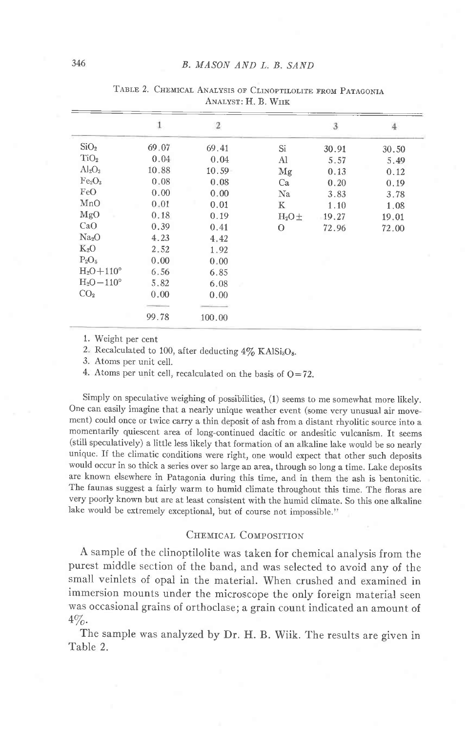TABLE 2. CHEMICAL ANALYSIS OF CLINOPTILOLITE FROM PATAGONIA
ANALYST: H. B. WIIK

| | 1 | 2 | | 3 | 4 |
|---|---|---|---|---|---|
| $SiO_2$ | 69.07 | 69.41 | Si | 30.91 | 30.50 |
| $TiO_2$ | 0.04 | 0.04 | Al | 5.57 | 5.49 |
| $Al_2O_3$ | 10.88 | 10.59 | Mg | 0.13 | 0.12 |
| $Fe_2O_3$ | 0.08 | 0.08 | Ca | 0.20 | 0.19 |
| FeO | 0.00 | 0.00 | Na | 3.83 | 3.78 |
| MnO | 0.01 | 0.01 | K | 1.10 | 1.08 |
| MgO | 0.18 | 0.19 | $H_2O\pm$ | 19.27 | 19.01 |
| CaO | 0.39 | 0.41 | O | 72.96 | 72.00 |
| $Na_2O$ | 4.23 | 4.42 | | | |
| $K_2O$ | 2.52 | 1.92 | | | |
| $P_2O_5$ | 0.00 | 0.00 | | | |
| $H_2O+110°$ | 6.56 | 6.85 | | | |
| $H_2O-110°$ | 5.82 | 6.08 | | | |
| $CO_2$ | 0.00 | 0.00 | | | |
| | 99.78 | 100.00 | | | |

1. Weight per cent
2. Recalculated to 100, after deducting 4% $KAlSi_3O_8$.
3. Atoms per unit cell.
4. Atoms per unit cell, recalculated on the basis of O=72.

Simply on speculative weighing of possibilities, (1) seems to me somewhat more likely. One can easily imagine that a nearly unique weather event (some very unusual air movement) could once or twice carry a thin deposit of ash from a distant rhyolitic source into a momentarily quiescent area of long-continued dacitic or andesitic vulcanism. It seems (still speculatively) a little less likely that formation of an alkaline lake would be so nearly unique. If the climatic conditions were right, one would expect that other such deposits would occur in so thick a series over so large an area, through so long a time. Lake deposits are known elsewhere in Patagonia during this time, and in them the ash is bentonitic. The faunas suggest a fairly warm to humid climate throughout this time. The floras are very poorly known but are at least consistent with the humid climate. So this one alkaline lake would be extremely exceptional, but of course not impossible."

## CHEMICAL COMPOSITION

A sample of the clinoptilolite was taken for chemical analysis from the purest middle section of the band, and was selected to avoid any of the small veinlets of opal in the material. When crushed and examined in immersion mounts under the microscope the only foreign material seen was occasional grains of orthoclase; a grain count indicated an amount of 4%.

The sample was analyzed by Dr. H. B. Wiik. The results are given in Table 2.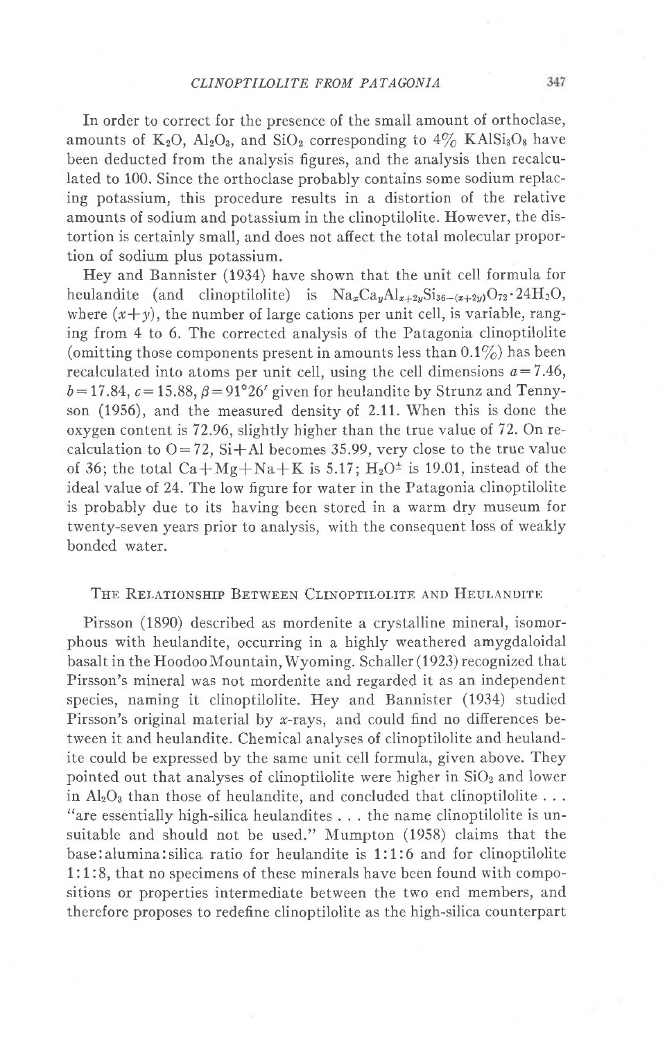In order to correct for the presence of the small amount of orthoclase, amounts of $K_2O$, $Al_2O_3$, and $SiO_2$ corresponding to 4% $KAlSi_3O_8$ have been deducted from the analysis figures, and the analysis then recalculated to 100. Since the orthoclase probably contains some sodium replacing potassium, this procedure results in a distortion of the relative amounts of sodium and potassium in the clinoptilolite. However, the distortion is certainly small, and does not affect the total molecular proportion of sodium plus potassium.

Hey and Bannister (1934) have shown that the unit cell formula for heulandite (and clinoptilolite) is $Na_xCa_yAl_{x+2y}Si_{36-(x+2y)}O_{72} \cdot 24H_2O$, where $(x+y)$, the number of large cations per unit cell, is variable, ranging from 4 to 6. The corrected analysis of the Patagonia clinoptilolite (omitting those components present in amounts less than 0.1%) has been recalculated into atoms per unit cell, using the cell dimensions $a=7.46$, $b=17.84$, $c=15.88$, $\beta=91°26'$ given for heulandite by Strunz and Tennyson (1956), and the measured density of 2.11. When this is done the oxygen content is 72.96, slightly higher than the true value of 72. On recalculation to O=72, Si+Al becomes 35.99, very close to the true value of 36; the total Ca+Mg+Na+K is 5.17; $H_2O^{\pm}$ is 19.01, instead of the ideal value of 24. The low figure for water in the Patagonia clinoptilolite is probably due to its having been stored in a warm dry museum for twenty-seven years prior to analysis, with the consequent loss of weakly bonded water.

## The Relationship Between Clinoptilolite and Heulandite

Pirsson (1890) described as mordenite a crystalline mineral, isomorphous with heulandite, occurring in a highly weathered amygdaloidal basalt in the Hoodoo Mountain, Wyoming. Schaller (1923) recognized that Pirsson's mineral was not mordenite and regarded it as an independent species, naming it clinoptilolite. Hey and Bannister (1934) studied Pirsson's original material by x-rays, and could find no differences between it and heulandite. Chemical analyses of clinoptilolite and heulandite could be expressed by the same unit cell formula, given above. They pointed out that analyses of clinoptilolite were higher in $SiO_2$ and lower in $Al_2O_3$ than those of heulandite, and concluded that clinoptilolite . . . "are essentially high-silica heulandites . . . the name clinoptilolite is unsuitable and should not be used." Mumpton (1958) claims that the base:alumina:silica ratio for heulandite is 1:1:6 and for clinoptilolite 1:1:8, that no specimens of these minerals have been found with compositions or properties intermediate between the two end members, and therefore proposes to redefine clinoptilolite as the high-silica counterpart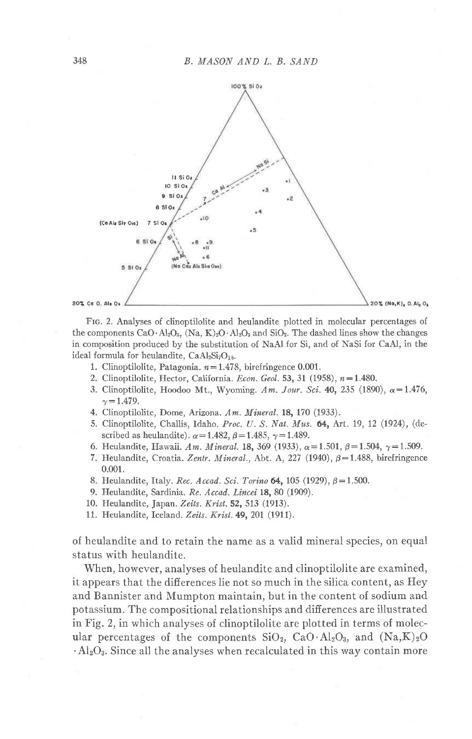FIG. 2. Analyses of clinoptilolite and heulandite plotted in molecular percentages of the components $CaO \cdot Al_2O_3$, $(Na, K)_2O \cdot Al_2O_3$ and $SiO_2$. The dashed lines show the changes in composition produced by the substitution of NaAl for Si, and of NaSi for CaAl, in the ideal formula for heulandite, $CaAl_2Si_7O_{18}$.

1. Clinoptilolite, Patagonia. $n = 1.478$, birefringence 0.001.
2. Clinoptilolite, Hector, California. *Econ. Geol.* **53**, 31 (1958), $n = 1.480$.
3. Clinoptilolite, Hoodoo Mt., Wyoming. *Am. Jour. Sci.* **40**, 235 (1890), $\alpha = 1.476$, $\gamma = 1.479$.
4. Clinoptilolite, Dome, Arizona. *Am. Mineral.* **18**, 170 (1933).
5. Clinoptilolite, Challis, Idaho. *Proc. U. S. Nat. Mus.* **64**, Art. 19, 12 (1924), (described as heulandite). $\alpha = 1.482$, $\beta = 1.485$, $\gamma = 1.489$.
6. Heulandite, Hawaii. *Am. Mineral.* **18**, 369 (1933), $\alpha = 1.501$, $\beta = 1.504$, $\gamma = 1.509$.
7. Heulandite, Croatia. *Zentr. Mineral.*, Abt. A, 227 (1940), $\beta = 1.488$, birefringence 0.001.
8. Heulandite, Italy. *Rec. Accad. Sci. Torino* **64**, 105 (1929), $\beta = 1.500$.
9. Heulandite, Sardinia. *Re. Accad. Lincei* **18**, 80 (1909).
10. Heulandite, Japan. *Zeits. Krist.* **52**, 513 (1913).
11. Heulandite, Iceland. *Zeits. Krist.* **49**, 201 (1911).

of heulandite and to retain the name as a valid mineral species, on equal status with heulandite.

When, however, analyses of heulandite and clinoptilolite are examined, it appears that the differences lie not so much in the silica content, as Hey and Bannister and Mumpton maintain, but in the content of sodium and potassium. The compositional relationships and differences are illustrated in Fig. 2, in which analyses of clinoptilolite are plotted in terms of molecular percentages of the components $SiO_2$, $CaO \cdot Al_2O_3$, and $(Na,K)_2O \cdot Al_2O_3$. Since all the analyses when recalculated in this way contain more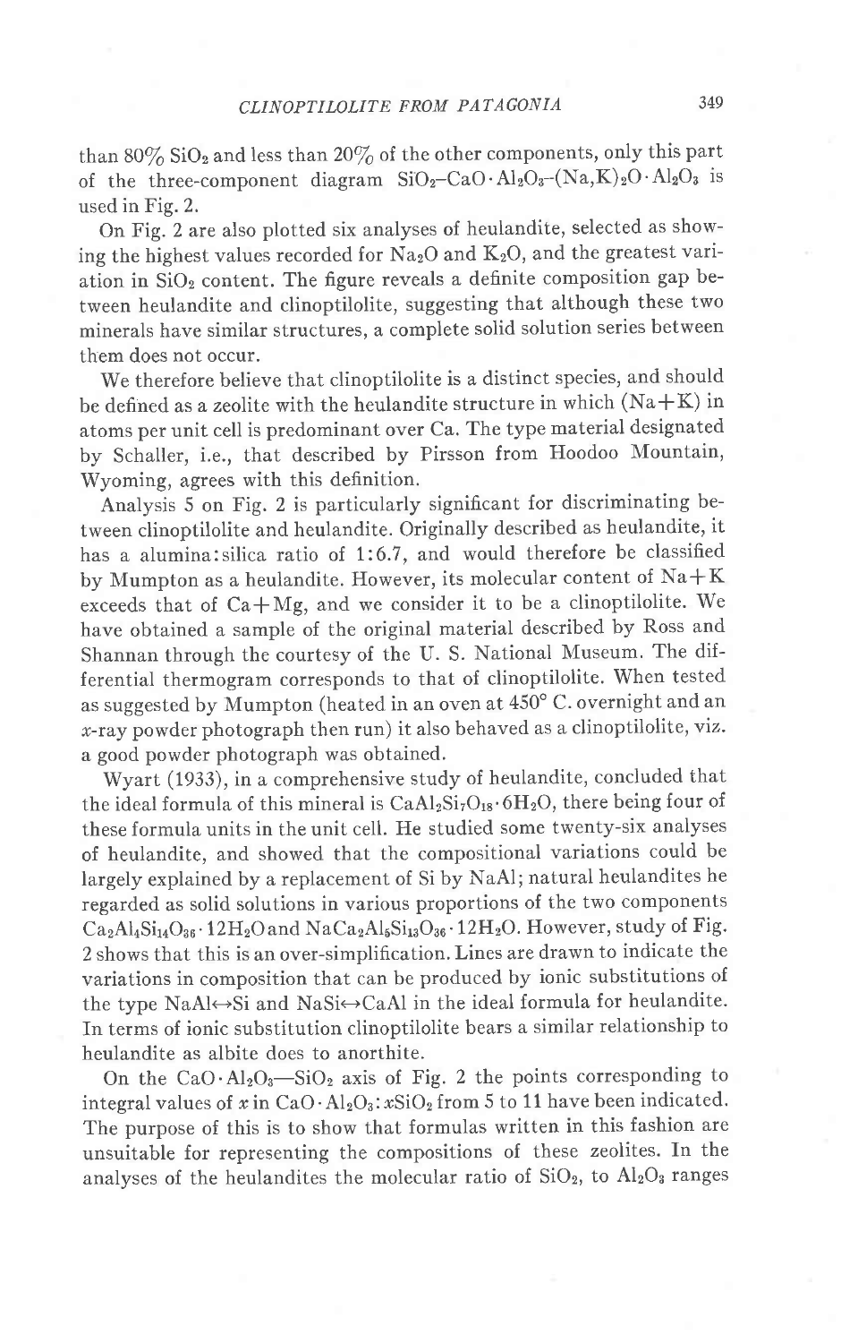than 80% $SiO_2$ and less than 20% of the other components, only this part of the three-component diagram $SiO_2$–$CaO \cdot Al_2O_3$–$(Na,K)_2O \cdot Al_2O_3$ is used in Fig. 2.

On Fig. 2 are also plotted six analyses of heulandite, selected as showing the highest values recorded for $Na_2O$ and $K_2O$, and the greatest variation in $SiO_2$ content. The figure reveals a definite composition gap between heulandite and clinoptilolite, suggesting that although these two minerals have similar structures, a complete solid solution series between them does not occur.

We therefore believe that clinoptilolite is a distinct species, and should be defined as a zeolite with the heulandite structure in which (Na+K) in atoms per unit cell is predominant over Ca. The type material designated by Schaller, i.e., that described by Pirsson from Hoodoo Mountain, Wyoming, agrees with this definition.

Analysis 5 on Fig. 2 is particularly significant for discriminating between clinoptilolite and heulandite. Originally described as heulandite, it has a alumina:silica ratio of 1:6.7, and would therefore be classified by Mumpton as a heulandite. However, its molecular content of Na+K exceeds that of Ca+Mg, and we consider it to be a clinoptilolite. We have obtained a sample of the original material described by Ross and Shannan through the courtesy of the U. S. National Museum. The differential thermogram corresponds to that of clinoptilolite. When tested as suggested by Mumpton (heated in an oven at 450° C. overnight and an *x*-ray powder photograph then run) it also behaved as a clinoptilolite, viz. a good powder photograph was obtained.

Wyart (1933), in a comprehensive study of heulandite, concluded that the ideal formula of this mineral is $CaAl_2Si_7O_{18} \cdot 6H_2O$, there being four of these formula units in the unit cell. He studied some twenty-six analyses of heulandite, and showed that the compositional variations could be largely explained by a replacement of Si by NaAl; natural heulandites he regarded as solid solutions in various proportions of the two components $Ca_2Al_4Si_{14}O_{36} \cdot 12H_2O$ and $NaCa_2Al_5Si_{13}O_{36} \cdot 12H_2O$. However, study of Fig. 2 shows that this is an over-simplification. Lines are drawn to indicate the variations in composition that can be produced by ionic substitutions of the type NaAl↔Si and NaSi↔CaAl in the ideal formula for heulandite. In terms of ionic substitution clinoptilolite bears a similar relationship to heulandite as albite does to anorthite.

On the $CaO \cdot Al_2O_3$—$SiO_2$ axis of Fig. 2 the points corresponding to integral values of $x$ in $CaO \cdot Al_2O_3 : xSiO_2$ from 5 to 11 have been indicated. The purpose of this is to show that formulas written in this fashion are unsuitable for representing the compositions of these zeolites. In the analyses of the heulandites the molecular ratio of $SiO_2$, to $Al_2O_3$ ranges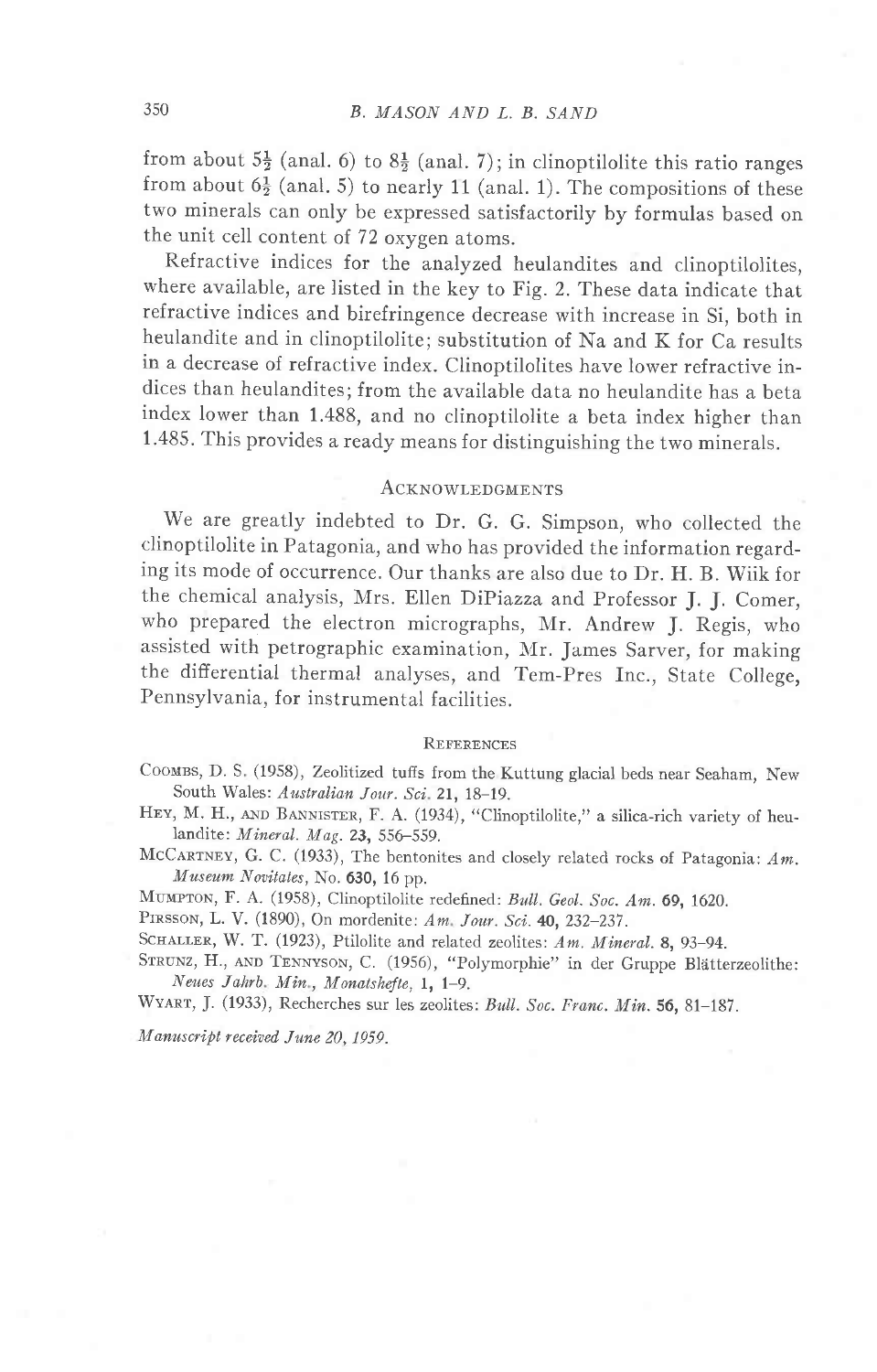from about $5\frac{1}{2}$ (anal. 6) to $8\frac{1}{2}$ (anal. 7); in clinoptilolite this ratio ranges from about $6\frac{1}{2}$ (anal. 5) to nearly 11 (anal. 1). The compositions of these two minerals can only be expressed satisfactorily by formulas based on the unit cell content of 72 oxygen atoms.

Refractive indices for the analyzed heulandites and clinoptilolites, where available, are listed in the key to Fig. 2. These data indicate that refractive indices and birefringence decrease with increase in Si, both in heulandite and in clinoptilolite; substitution of Na and K for Ca results in a decrease of refractive index. Clinoptilolites have lower refractive indices than heulandites; from the available data no heulandite has a beta index lower than 1.488, and no clinoptilolite a beta index higher than 1.485. This provides a ready means for distinguishing the two minerals.

## Acknowledgments

We are greatly indebted to Dr. G. G. Simpson, who collected the clinoptilolite in Patagonia, and who has provided the information regarding its mode of occurrence. Our thanks are also due to Dr. H. B. Wiik for the chemical analysis, Mrs. Ellen DiPiazza and Professor J. J. Comer, who prepared the electron micrographs, Mr. Andrew J. Regis, who assisted with petrographic examination, Mr. James Sarver, for making the differential thermal analyses, and Tem-Pres Inc., State College, Pennsylvania, for instrumental facilities.

## References

Coombs, D. S. (1958), Zeolitized tuffs from the Kuttung glacial beds near Seaham, New South Wales: *Australian Jour. Sci.* **21**, 18–19.

Hey, M. H., and Bannister, F. A. (1934), "Clinoptilolite," a silica-rich variety of heulandite: *Mineral. Mag.* **23**, 556–559.

McCartney, G. C. (1933), The bentonites and closely related rocks of Patagonia: *Am. Museum Novitates*, No. **630**, 16 pp.

Mumpton, F. A. (1958), Clinoptilolite redefined: *Bull. Geol. Soc. Am.* **69**, 1620.

Pirsson, L. V. (1890), On mordenite: *Am. Jour. Sci.* **40**, 232–237.

Schaller, W. T. (1923), Ptilolite and related zeolites: *Am. Mineral.* **8**, 93–94.

Strunz, H., and Tennyson, C. (1956), "Polymorphie" in der Gruppe Blätterzeolithe: *Neues Jahrb. Min., Monatshefte*, **1**, 1–9.

Wyart, J. (1933), Recherches sur les zeolites: *Bull. Soc. Franc. Min.* **56**, 81–187.

*Manuscript received June 20, 1959.*